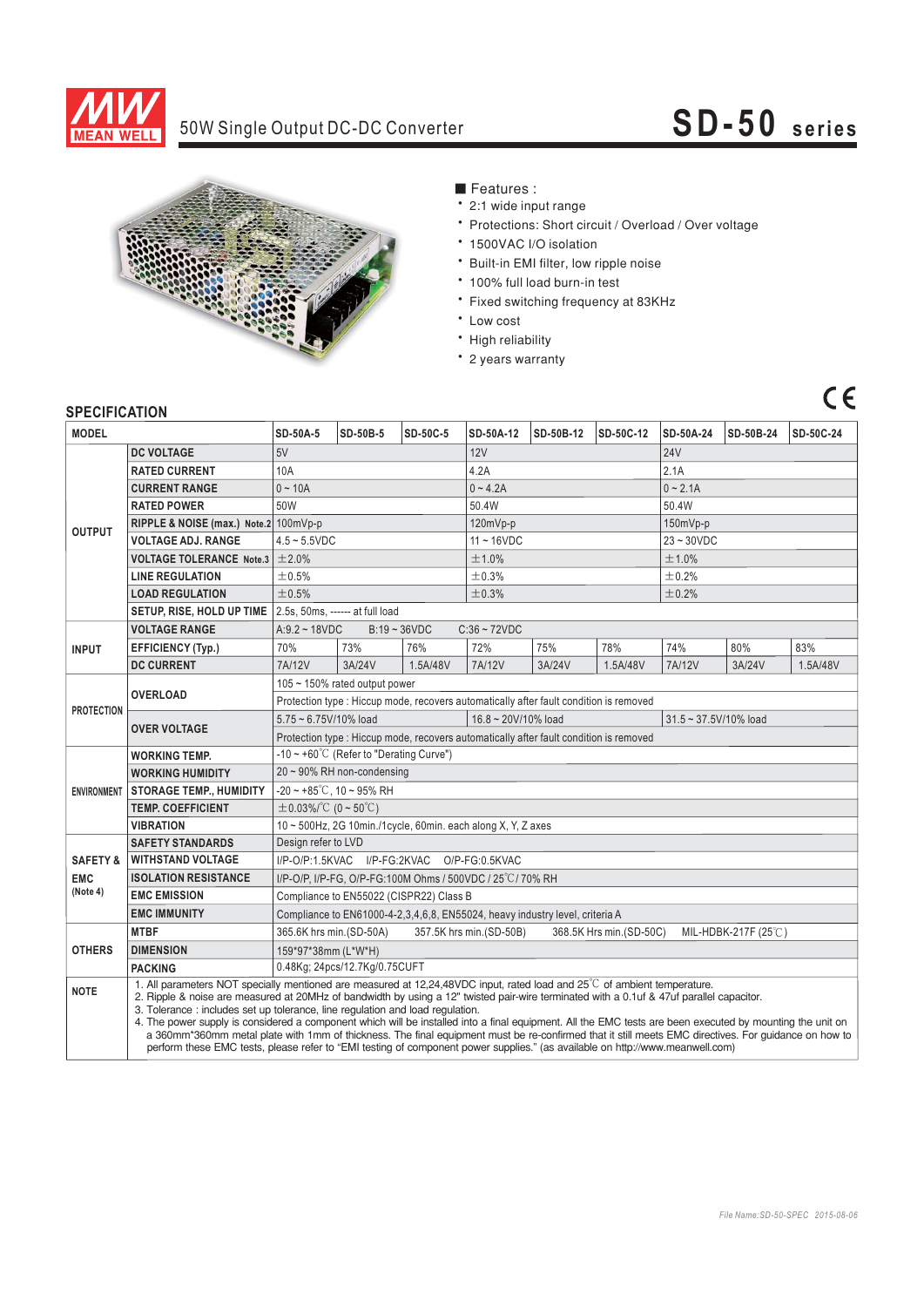# MEAN WELL

## 50W Single Output DC-DC Converter

# SD-50 series

■ Features :

- 2:1 wide input range
- Protections: Short circuit / Overload / Over voltage
- 1500VAC I/O isolation
- Built-in EMI filter, low ripple noise
- 100% full load burn-in test
- Fixed switching frequency at 83KHz
- Low cost
- High reliability
- 2 years warranty

CE

## SPECIFICATION

| MODEL | | SD-50A-5 | SD-50B-5 | SD-50C-5 | SD-50A-12 | SD-50B-12 | SD-50C-12 | SD-50A-24 | SD-50B-24 | SD-50C-24 |
|---|---|---|---|---|---|---|---|---|---|---|
| OUTPUT | DC VOLTAGE | 5V | | | 12V | | | 24V | | |
| | RATED CURRENT | 10A | | | 4.2A | | | 2.1A | | |
| | CURRENT RANGE | 0 ~ 10A | | | 0 ~ 4.2A | | | 0 ~ 2.1A | | |
| | RATED POWER | 50W | | | 50.4W | | | 50.4W | | |
| | RIPPLE & NOISE (max.) Note.2 | 100mVp-p | | | 120mVp-p | | | 150mVp-p | | |
| | VOLTAGE ADJ. RANGE | 4.5 ~ 5.5VDC | | | 11 ~ 16VDC | | | 23 ~ 30VDC | | |
| | VOLTAGE TOLERANCE Note.3 | ±2.0% | | | ±1.0% | | | ±1.0% | | |
| | LINE REGULATION | ±0.5% | | | ±0.3% | | | ±0.2% | | |
| | LOAD REGULATION | ±0.5% | | | ±0.3% | | | ±0.2% | | |
| | SETUP, RISE, HOLD UP TIME | 2.5s, 50ms, ------ at full load | | | | | | | | |
| INPUT | VOLTAGE RANGE | A:9.2 ~ 18VDC  B:19 ~ 36VDC  C:36 ~ 72VDC | | | | | | | | |
| | EFFICIENCY (Typ.) | 70% | 73% | 76% | 72% | 75% | 78% | 74% | 80% | 83% |
| | DC CURRENT | 7A/12V | 3A/24V | 1.5A/48V | 7A/12V | 3A/24V | 1.5A/48V | 7A/12V | 3A/24V | 1.5A/48V |
| PROTECTION | OVERLOAD | 105 ~ 150% rated output power | | | | | | | | |
| | | Protection type : Hiccup mode, recovers automatically after fault condition is removed | | | | | | | | |
| | OVER VOLTAGE | 5.75 ~ 6.75V/10% load | | | 16.8 ~ 20V/10% load | | | 31.5 ~ 37.5V/10% load | | |
| | | Protection type : Hiccup mode, recovers automatically after fault condition is removed | | | | | | | | |
| ENVIRONMENT | WORKING TEMP. | -10 ~ +60℃ (Refer to "Derating Curve") | | | | | | | | |
| | WORKING HUMIDITY | 20 ~ 90% RH non-condensing | | | | | | | | |
| | STORAGE TEMP., HUMIDITY | -20 ~ +85℃, 10 ~ 95% RH | | | | | | | | |
| | TEMP. COEFFICIENT | ±0.03%/℃ (0 ~ 50℃) | | | | | | | | |
| | VIBRATION | 10 ~ 500Hz, 2G 10min./1cycle, 60min. each along X, Y, Z axes | | | | | | | | |
| SAFETY & EMC (Note 4) | SAFETY STANDARDS | Design refer to LVD | | | | | | | | |
| | WITHSTAND VOLTAGE | I/P-O/P:1.5KVAC  I/P-FG:2KVAC  O/P-FG:0.5KVAC | | | | | | | | |
| | ISOLATION RESISTANCE | I/P-O/P, I/P-FG, O/P-FG:100M Ohms / 500VDC / 25℃/ 70% RH | | | | | | | | |
| | EMC EMISSION | Compliance to EN55022 (CISPR22) Class B | | | | | | | | |
| | EMC IMMUNITY | Compliance to EN61000-4-2,3,4,6,8, EN55024, heavy industry level, criteria A | | | | | | | | |
| OTHERS | MTBF | 365.6K hrs min.(SD-50A)  357.5K hrs min.(SD-50B)  368.5K Hrs min.(SD-50C)  MIL-HDBK-217F (25℃) | | | | | | | | |
| | DIMENSION | 159*97*38mm (L*W*H) | | | | | | | | |
| | PACKING | 0.48Kg; 24pcs/12.7Kg/0.75CUFT | | | | | | | | |

**NOTE**

1. All parameters NOT specially mentioned are measured at 12,24,48VDC input, rated load and 25℃ of ambient temperature.
2. Ripple & noise are measured at 20MHz of bandwidth by using a 12" twisted pair-wire terminated with a 0.1uf & 47uf parallel capacitor.
3. Tolerance : includes set up tolerance, line regulation and load regulation.
4. The power supply is considered a component which will be installed into a final equipment. All the EMC tests are been executed by mounting the unit on a 360mm*360mm metal plate with 1mm of thickness. The final equipment must be re-confirmed that it still meets EMC directives. For guidance on how to perform these EMC tests, please refer to "EMI testing of component power supplies." (as available on http://www.meanwell.com)

File Name:SD-50-SPEC 2015-08-06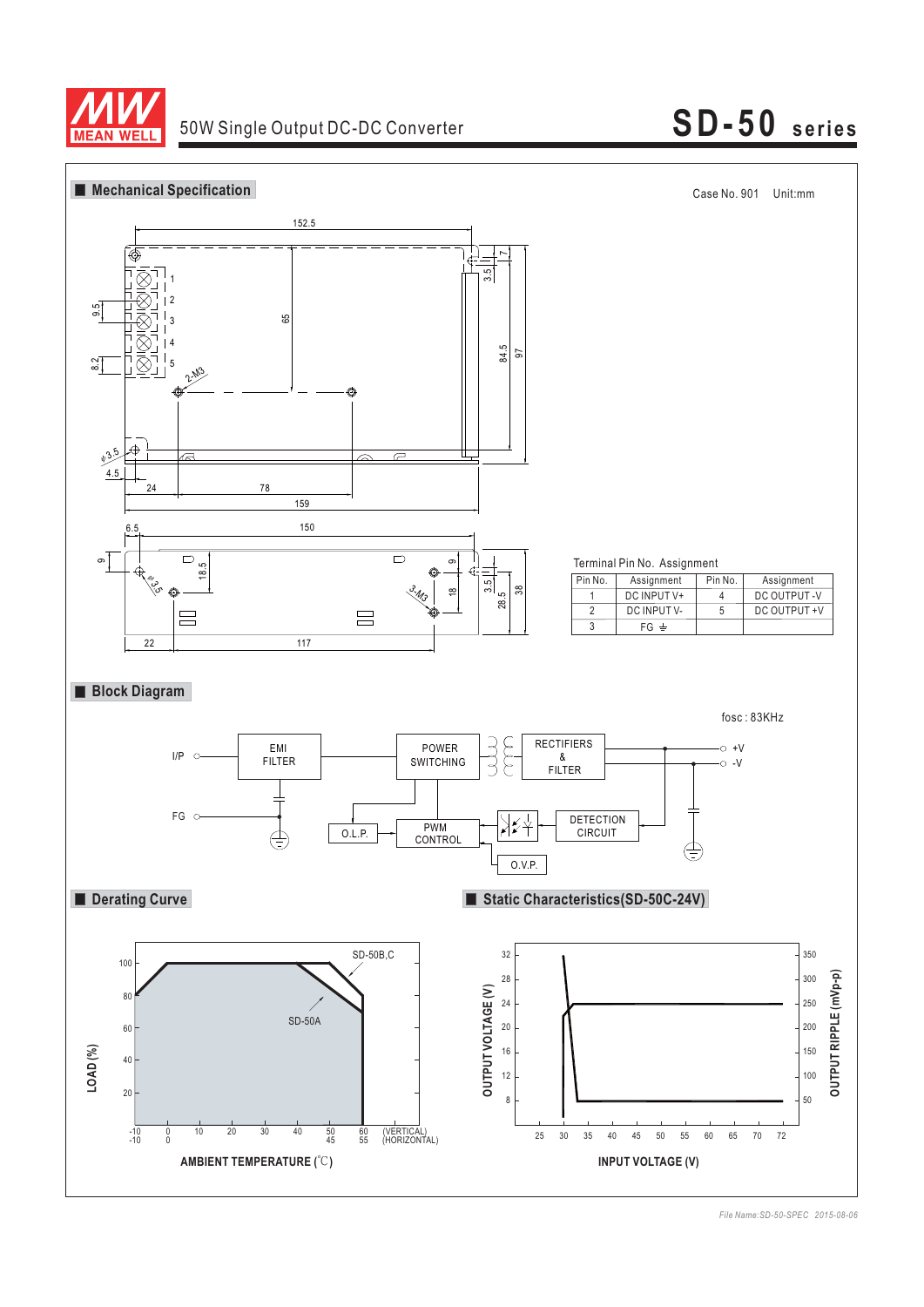# 50W Single Output DC-DC Converter

## SD-50 series

## Mechanical Specification

Case No. 901　Unit:mm

Terminal Pin No. Assignment

| Pin No. | Assignment | Pin No. | Assignment |
|---|---|---|---|
| 1 | DC INPUT V+ | 4 | DC OUTPUT -V |
| 2 | DC INPUT V- | 5 | DC OUTPUT +V |
| 3 | FG ⏚ | | |

## Block Diagram

fosc : 83KHz

## Derating Curve

## Static Characteristics(SD-50C-24V)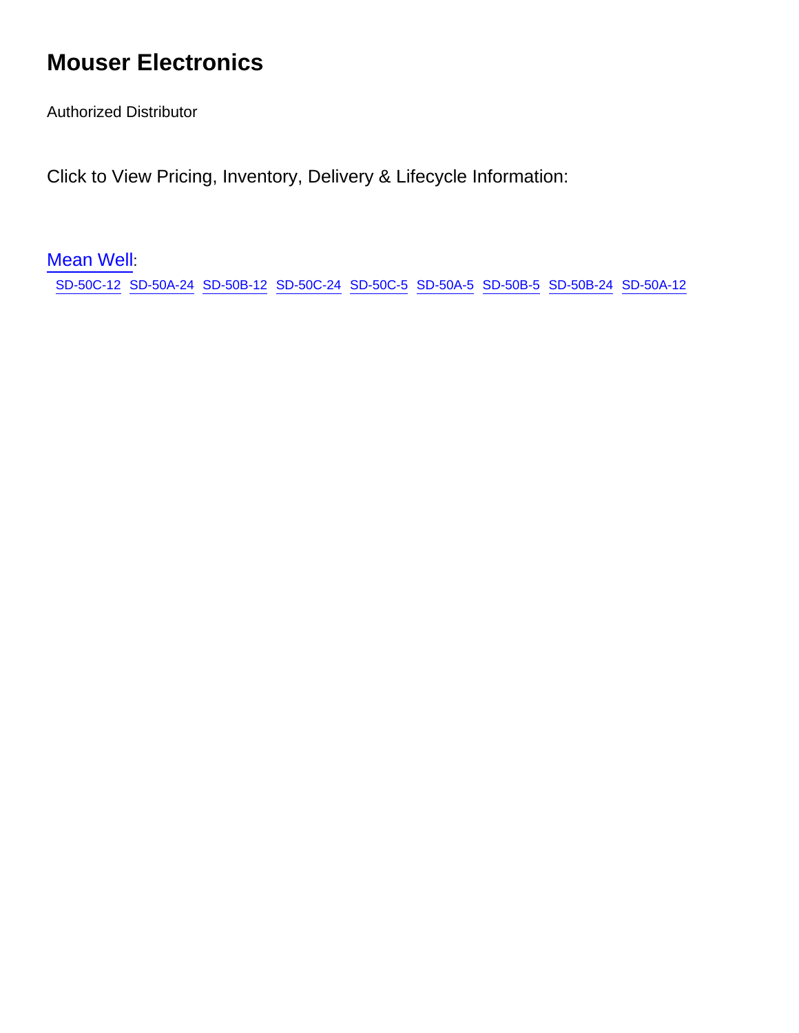# Mouser Electronics

Authorized Distributor

Click to View Pricing, Inventory, Delivery & Lifecycle Information:

Mean Well:

SD-50C-12 SD-50A-24 SD-50B-12 SD-50C-24 SD-50C-5 SD-50A-5 SD-50B-5 SD-50B-24 SD-50A-12